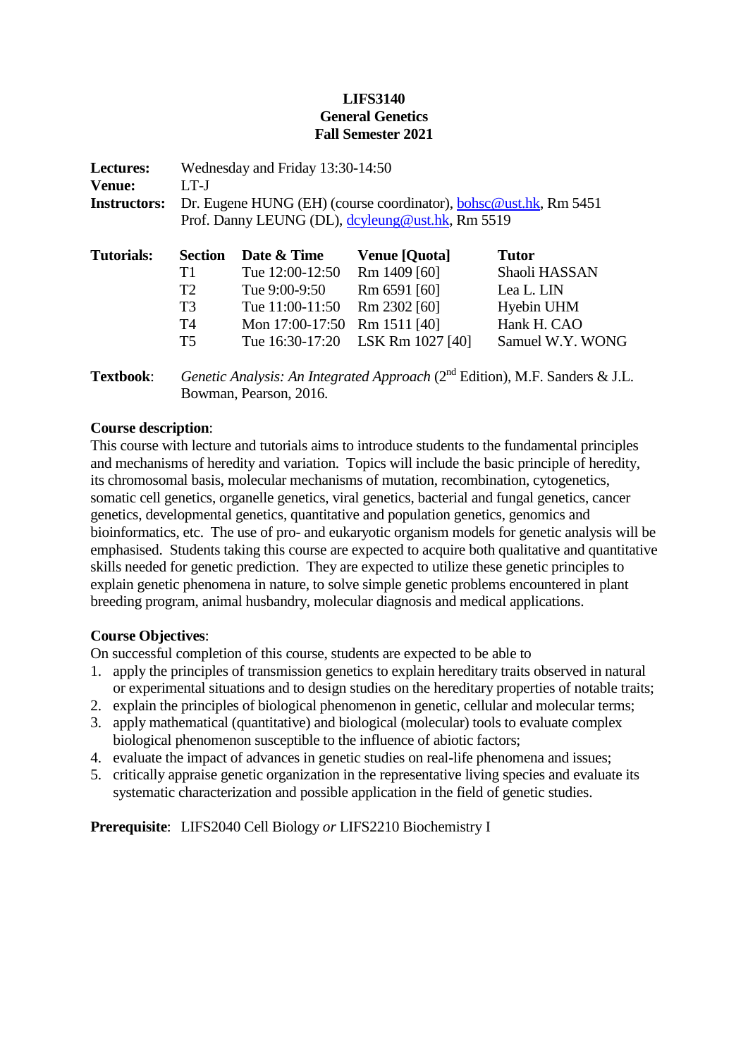**LIFS3140**
**General Genetics**
**Fall Semester 2021**

**Lectures:** Wednesday and Friday 13:30-14:50
**Venue:** LT-J
**Instructors:** Dr. Eugene HUNG (EH) (course coordinator), bohsc@ust.hk, Rm 5451
Prof. Danny LEUNG (DL), dcyleung@ust.hk, Rm 5519

**Tutorials:**

| Section | Date & Time | Venue [Quota] | Tutor |
|---|---|---|---|
| T1 | Tue 12:00-12:50 | Rm 1409 [60] | Shaoli HASSAN |
| T2 | Tue 9:00-9:50 | Rm 6591 [60] | Lea L. LIN |
| T3 | Tue 11:00-11:50 | Rm 2302 [60] | Hyebin UHM |
| T4 | Mon 17:00-17:50 | Rm 1511 [40] | Hank H. CAO |
| T5 | Tue 16:30-17:20 | LSK Rm 1027 [40] | Samuel W.Y. WONG |

**Textbook**: *Genetic Analysis: An Integrated Approach* (2nd Edition), M.F. Sanders & J.L. Bowman, Pearson, 2016.

**Course description**:
This course with lecture and tutorials aims to introduce students to the fundamental principles and mechanisms of heredity and variation. Topics will include the basic principle of heredity, its chromosomal basis, molecular mechanisms of mutation, recombination, cytogenetics, somatic cell genetics, organelle genetics, viral genetics, bacterial and fungal genetics, cancer genetics, developmental genetics, quantitative and population genetics, genomics and bioinformatics, etc. The use of pro- and eukaryotic organism models for genetic analysis will be emphasised. Students taking this course are expected to acquire both qualitative and quantitative skills needed for genetic prediction. They are expected to utilize these genetic principles to explain genetic phenomena in nature, to solve simple genetic problems encountered in plant breeding program, animal husbandry, molecular diagnosis and medical applications.

**Course Objectives**:
On successful completion of this course, students are expected to be able to

1. apply the principles of transmission genetics to explain hereditary traits observed in natural or experimental situations and to design studies on the hereditary properties of notable traits;
2. explain the principles of biological phenomenon in genetic, cellular and molecular terms;
3. apply mathematical (quantitative) and biological (molecular) tools to evaluate complex biological phenomenon susceptible to the influence of abiotic factors;
4. evaluate the impact of advances in genetic studies on real-life phenomena and issues;
5. critically appraise genetic organization in the representative living species and evaluate its systematic characterization and possible application in the field of genetic studies.

**Prerequisite**: LIFS2040 Cell Biology *or* LIFS2210 Biochemistry I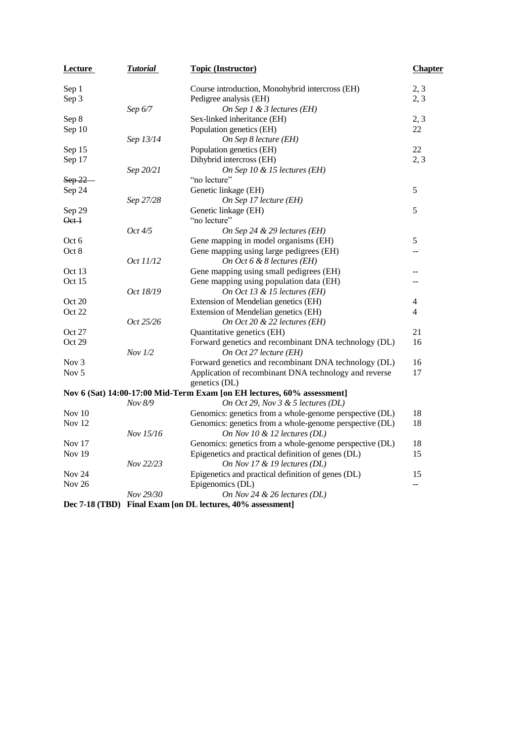| Lecture | *Tutorial* | Topic (Instructor) | Chapter |
| --- | --- | --- | --- |
| Sep 1 | | Course introduction, Monohybrid intercross (EH) | 2, 3 |
| Sep 3 | | Pedigree analysis (EH) | 2, 3 |
| | *Sep 6/7* | *On Sep 1 & 3 lectures (EH)* | |
| Sep 8 | | Sex-linked inheritance (EH) | 2, 3 |
| Sep 10 | | Population genetics (EH) | 22 |
| | *Sep 13/14* | *On Sep 8 lecture (EH)* | |
| Sep 15 | | Population genetics (EH) | 22 |
| Sep 17 | | Dihybrid intercross (EH) | 2, 3 |
| | *Sep 20/21* | *On Sep 10 & 15 lectures (EH)* | |
| ~~Sep 22~~ | | "no lecture" | |
| Sep 24 | | Genetic linkage (EH) | 5 |
| | *Sep 27/28* | *On Sep 17 lecture (EH)* | |
| Sep 29 | | Genetic linkage (EH) | 5 |
| ~~Oct 1~~ | | "no lecture" | |
| | *Oct 4/5* | *On Sep 24 & 29 lectures (EH)* | |
| Oct 6 | | Gene mapping in model organisms (EH) | 5 |
| Oct 8 | | Gene mapping using large pedigrees (EH) | -- |
| | *Oct 11/12* | *On Oct 6 & 8 lectures (EH)* | |
| Oct 13 | | Gene mapping using small pedigrees (EH) | -- |
| Oct 15 | | Gene mapping using population data (EH) | -- |
| | *Oct 18/19* | *On Oct 13 & 15 lectures (EH)* | |
| Oct 20 | | Extension of Mendelian genetics (EH) | 4 |
| Oct 22 | | Extension of Mendelian genetics (EH) | 4 |
| | *Oct 25/26* | *On Oct 20 & 22 lectures (EH)* | |
| Oct 27 | | Quantitative genetics (EH) | 21 |
| Oct 29 | | Forward genetics and recombinant DNA technology (DL) | 16 |
| | *Nov 1/2* | *On Oct 27 lecture (EH)* | |
| Nov 3 | | Forward genetics and recombinant DNA technology (DL) | 16 |
| Nov 5 | | Application of recombinant DNA technology and reverse genetics (DL) | 17 |
| **Nov 6 (Sat) 14:00-17:00 Mid-Term Exam [on EH lectures, 60% assessment]** | | | |
| | *Nov 8/9* | *On Oct 29, Nov 3 & 5 lectures (DL)* | |
| Nov 10 | | Genomics: genetics from a whole-genome perspective (DL) | 18 |
| Nov 12 | | Genomics: genetics from a whole-genome perspective (DL) | 18 |
| | *Nov 15/16* | *On Nov 10 & 12 lectures (DL)* | |
| Nov 17 | | Genomics: genetics from a whole-genome perspective (DL) | 18 |
| Nov 19 | | Epigenetics and practical definition of genes (DL) | 15 |
| | *Nov 22/23* | *On Nov 17 & 19 lectures (DL)* | |
| Nov 24 | | Epigenetics and practical definition of genes (DL) | 15 |
| Nov 26 | | Epigenomics (DL) | -- |
| | *Nov 29/30* | *On Nov 24 & 26 lectures (DL)* | |
| **Dec 7-18 (TBD) Final Exam [on DL lectures, 40% assessment]** | | | |